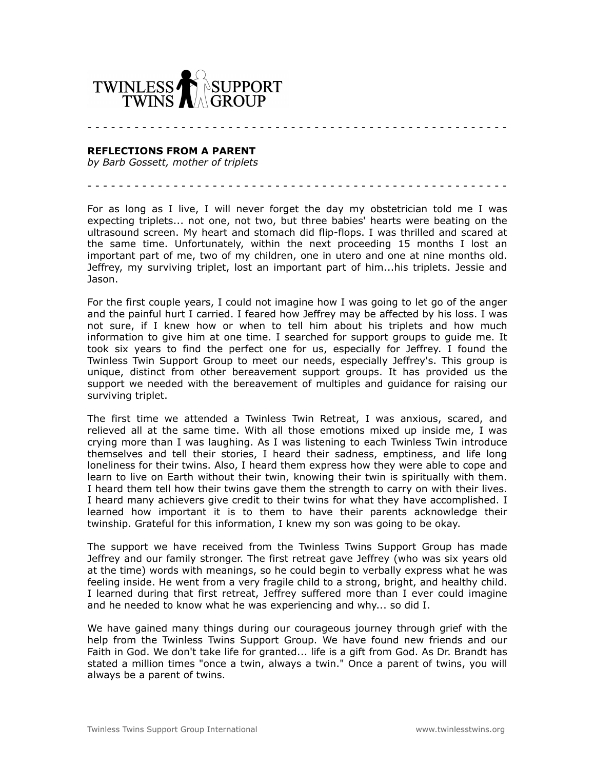TWINLESS TWINS SUPPORT GROUP

- - - - - - - - - - - - - - - - - - - - - - - - - - - - - - - - - - - - - - - - - - - - - - -

**REFLECTIONS FROM A PARENT**
*by Barb Gossett, mother of triplets*

- - - - - - - - - - - - - - - - - - - - - - - - - - - - - - - - - - - - - - - - - - - - - - -

For as long as I live, I will never forget the day my obstetrician told me I was expecting triplets... not one, not two, but three babies' hearts were beating on the ultrasound screen. My heart and stomach did flip-flops. I was thrilled and scared at the same time. Unfortunately, within the next proceeding 15 months I lost an important part of me, two of my children, one in utero and one at nine months old. Jeffrey, my surviving triplet, lost an important part of him...his triplets. Jessie and Jason.

For the first couple years, I could not imagine how I was going to let go of the anger and the painful hurt I carried. I feared how Jeffrey may be affected by his loss. I was not sure, if I knew how or when to tell him about his triplets and how much information to give him at one time. I searched for support groups to guide me. It took six years to find the perfect one for us, especially for Jeffrey. I found the Twinless Twin Support Group to meet our needs, especially Jeffrey's. This group is unique, distinct from other bereavement support groups. It has provided us the support we needed with the bereavement of multiples and guidance for raising our surviving triplet.

The first time we attended a Twinless Twin Retreat, I was anxious, scared, and relieved all at the same time. With all those emotions mixed up inside me, I was crying more than I was laughing. As I was listening to each Twinless Twin introduce themselves and tell their stories, I heard their sadness, emptiness, and life long loneliness for their twins. Also, I heard them express how they were able to cope and learn to live on Earth without their twin, knowing their twin is spiritually with them. I heard them tell how their twins gave them the strength to carry on with their lives. I heard many achievers give credit to their twins for what they have accomplished. I learned how important it is to them to have their parents acknowledge their twinship. Grateful for this information, I knew my son was going to be okay.

The support we have received from the Twinless Twins Support Group has made Jeffrey and our family stronger. The first retreat gave Jeffrey (who was six years old at the time) words with meanings, so he could begin to verbally express what he was feeling inside. He went from a very fragile child to a strong, bright, and healthy child. I learned during that first retreat, Jeffrey suffered more than I ever could imagine and he needed to know what he was experiencing and why... so did I.

We have gained many things during our courageous journey through grief with the help from the Twinless Twins Support Group. We have found new friends and our Faith in God. We don't take life for granted... life is a gift from God. As Dr. Brandt has stated a million times "once a twin, always a twin." Once a parent of twins, you will always be a parent of twins.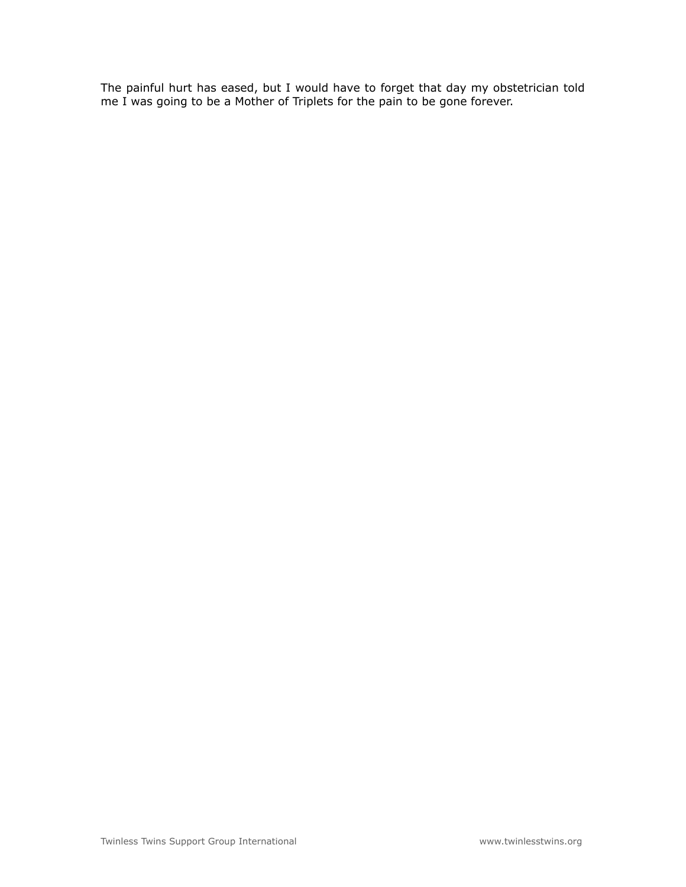The painful hurt has eased, but I would have to forget that day my obstetrician told me I was going to be a Mother of Triplets for the pain to be gone forever.